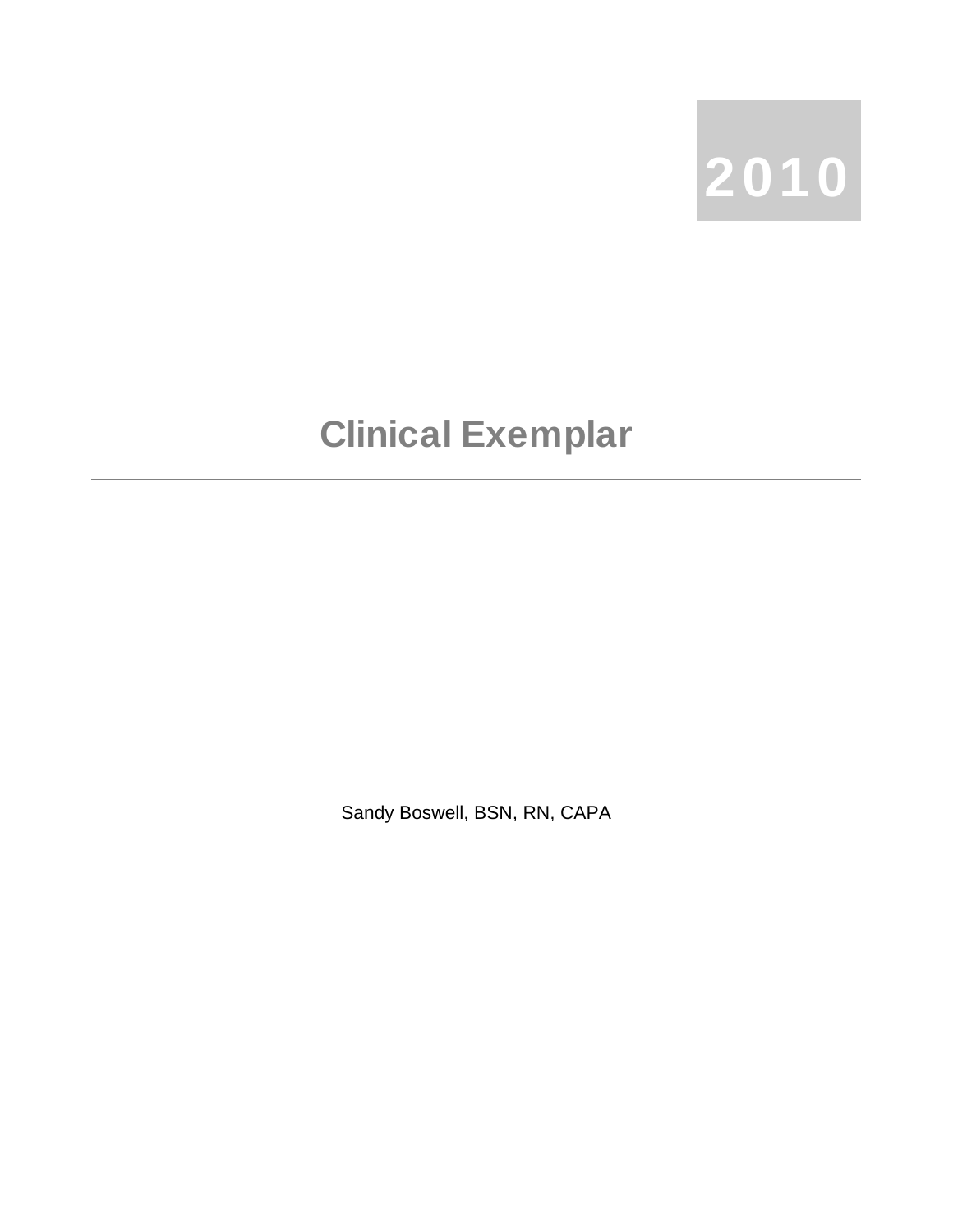2010

# Clinical Exemplar

---

Sandy Boswell, BSN, RN, CAPA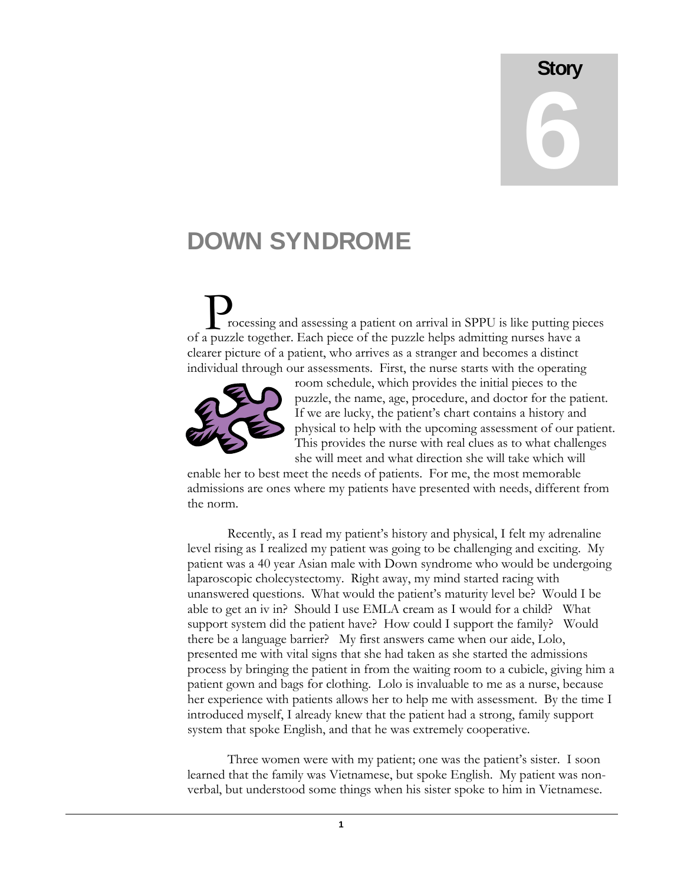# Story 6

# DOWN SYNDROME

Processing and assessing a patient on arrival in SPPU is like putting pieces of a puzzle together. Each piece of the puzzle helps admitting nurses have a clearer picture of a patient, who arrives as a stranger and becomes a distinct individual through our assessments. First, the nurse starts with the operating room schedule, which provides the initial pieces to the puzzle, the name, age, procedure, and doctor for the patient. If we are lucky, the patient's chart contains a history and physical to help with the upcoming assessment of our patient. This provides the nurse with real clues as to what challenges she will meet and what direction she will take which will enable her to best meet the needs of patients. For me, the most memorable admissions are ones where my patients have presented with needs, different from the norm.

Recently, as I read my patient's history and physical, I felt my adrenaline level rising as I realized my patient was going to be challenging and exciting. My patient was a 40 year Asian male with Down syndrome who would be undergoing laparoscopic cholecystectomy. Right away, my mind started racing with unanswered questions. What would the patient's maturity level be? Would I be able to get an iv in? Should I use EMLA cream as I would for a child? What support system did the patient have? How could I support the family? Would there be a language barrier? My first answers came when our aide, Lolo, presented me with vital signs that she had taken as she started the admissions process by bringing the patient in from the waiting room to a cubicle, giving him a patient gown and bags for clothing. Lolo is invaluable to me as a nurse, because her experience with patients allows her to help me with assessment. By the time I introduced myself, I already knew that the patient had a strong, family support system that spoke English, and that he was extremely cooperative.

Three women were with my patient; one was the patient's sister. I soon learned that the family was Vietnamese, but spoke English. My patient was non-verbal, but understood some things when his sister spoke to him in Vietnamese.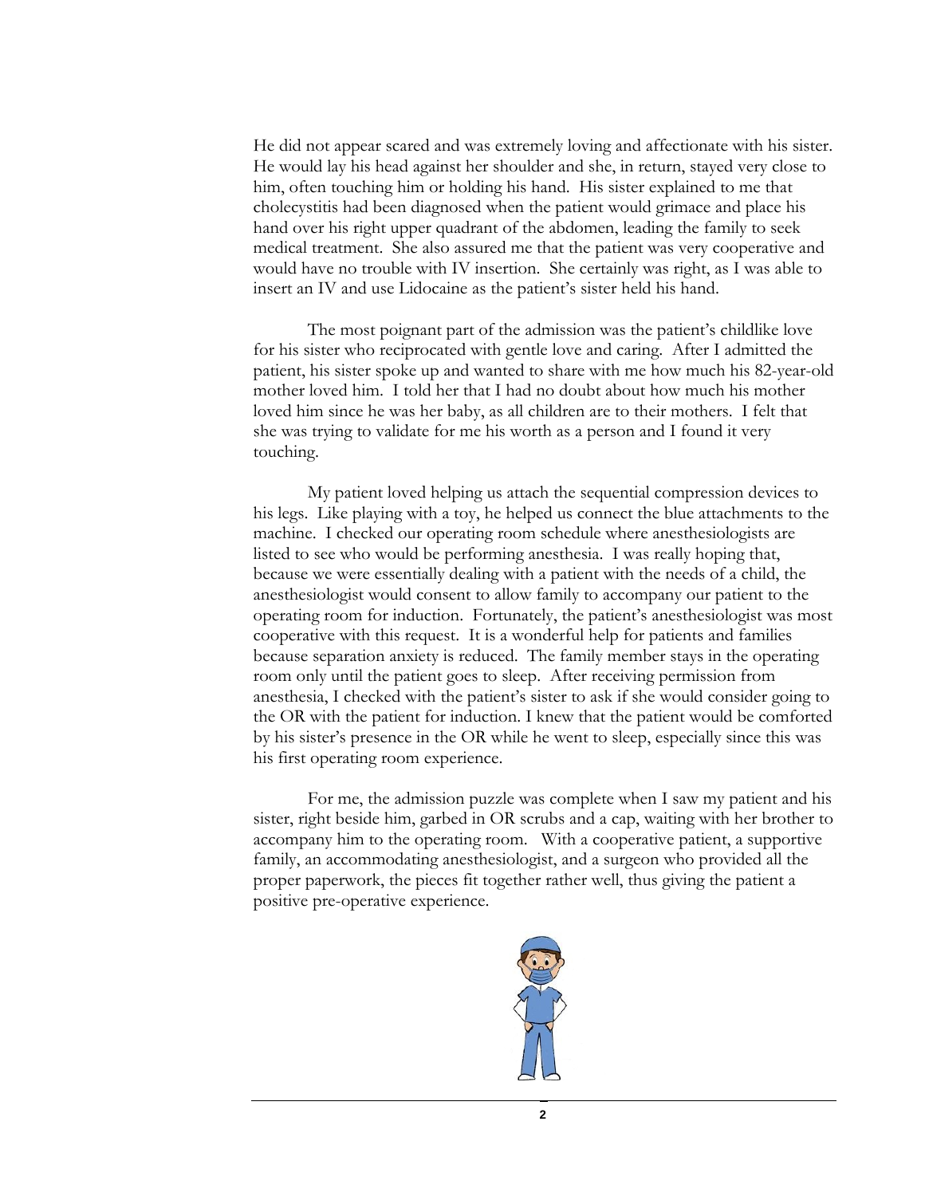He did not appear scared and was extremely loving and affectionate with his sister. He would lay his head against her shoulder and she, in return, stayed very close to him, often touching him or holding his hand. His sister explained to me that cholecystitis had been diagnosed when the patient would grimace and place his hand over his right upper quadrant of the abdomen, leading the family to seek medical treatment. She also assured me that the patient was very cooperative and would have no trouble with IV insertion. She certainly was right, as I was able to insert an IV and use Lidocaine as the patient's sister held his hand.

The most poignant part of the admission was the patient's childlike love for his sister who reciprocated with gentle love and caring. After I admitted the patient, his sister spoke up and wanted to share with me how much his 82-year-old mother loved him. I told her that I had no doubt about how much his mother loved him since he was her baby, as all children are to their mothers. I felt that she was trying to validate for me his worth as a person and I found it very touching.

My patient loved helping us attach the sequential compression devices to his legs. Like playing with a toy, he helped us connect the blue attachments to the machine. I checked our operating room schedule where anesthesiologists are listed to see who would be performing anesthesia. I was really hoping that, because we were essentially dealing with a patient with the needs of a child, the anesthesiologist would consent to allow family to accompany our patient to the operating room for induction. Fortunately, the patient's anesthesiologist was most cooperative with this request. It is a wonderful help for patients and families because separation anxiety is reduced. The family member stays in the operating room only until the patient goes to sleep. After receiving permission from anesthesia, I checked with the patient's sister to ask if she would consider going to the OR with the patient for induction. I knew that the patient would be comforted by his sister's presence in the OR while he went to sleep, especially since this was his first operating room experience.

For me, the admission puzzle was complete when I saw my patient and his sister, right beside him, garbed in OR scrubs and a cap, waiting with her brother to accompany him to the operating room. With a cooperative patient, a supportive family, an accommodating anesthesiologist, and a surgeon who provided all the proper paperwork, the pieces fit together rather well, thus giving the patient a positive pre-operative experience.